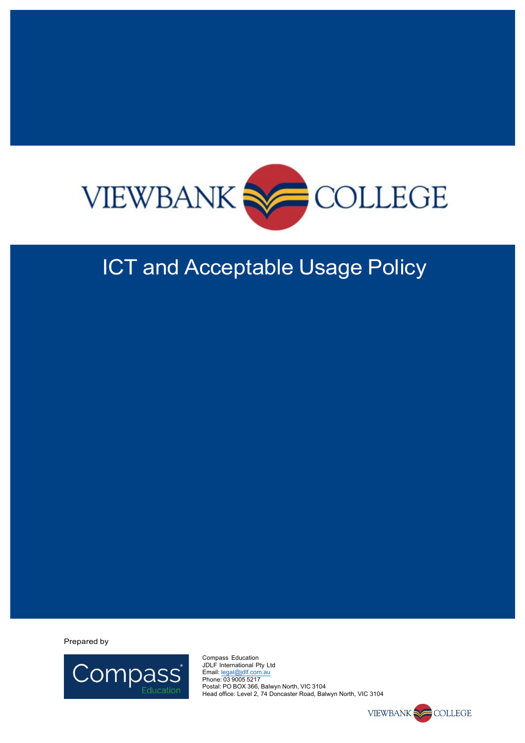VIEWBANK COLLEGE

# ICT and Acceptable Usage Policy

Prepared by

Compass Education

Compass Education
JDLF International Pty Ltd
Email: legal@jdlf.com.au
Phone: 03 9005 5217
Postal: PO BOX 366, Balwyn North, VIC 3104
Head office: Level 2, 74 Doncaster Road, Balwyn North, VIC 3104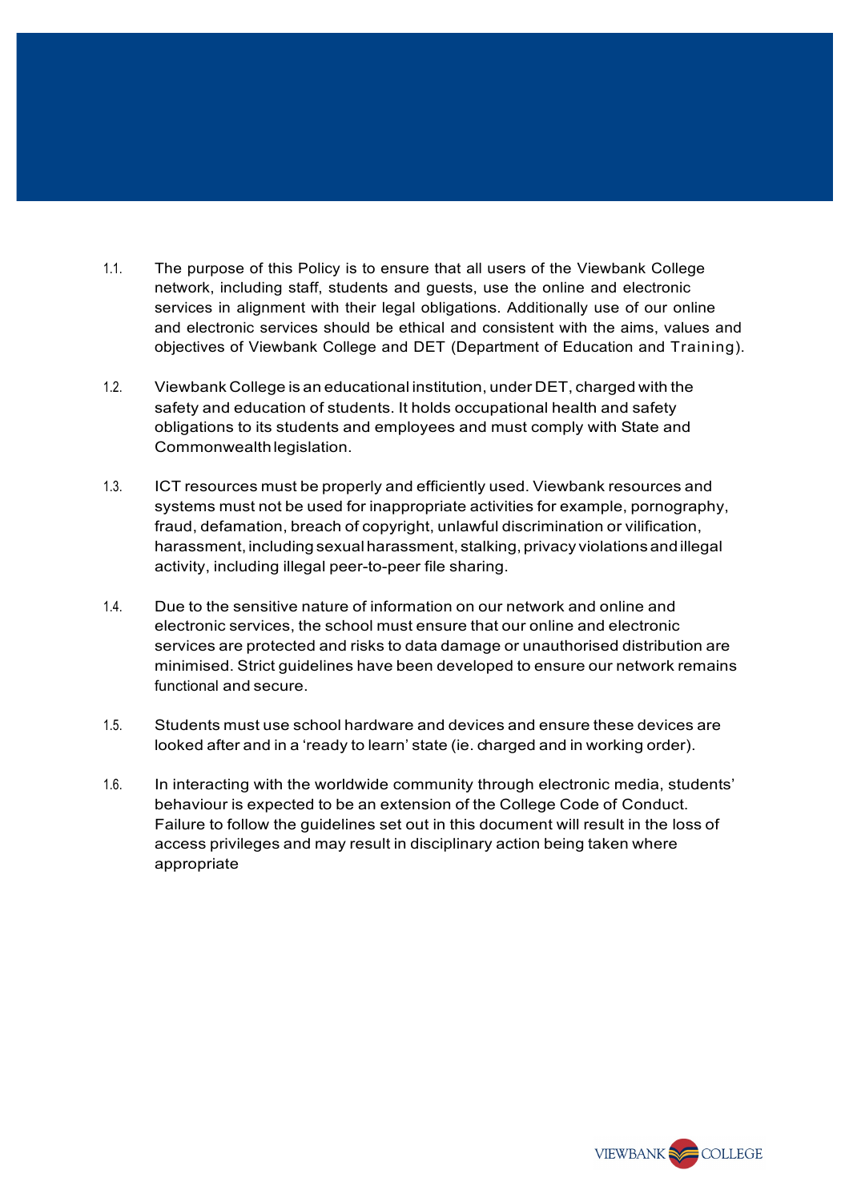1.1. The purpose of this Policy is to ensure that all users of the Viewbank College network, including staff, students and guests, use the online and electronic services in alignment with their legal obligations. Additionally use of our online and electronic services should be ethical and consistent with the aims, values and objectives of Viewbank College and DET (Department of Education and Training).

1.2. Viewbank College is an educational institution, under DET, charged with the safety and education of students. It holds occupational health and safety obligations to its students and employees and must comply with State and Commonwealth legislation.

1.3. ICT resources must be properly and efficiently used. Viewbank resources and systems must not be used for inappropriate activities for example, pornography, fraud, defamation, breach of copyright, unlawful discrimination or vilification, harassment, including sexual harassment, stalking, privacy violations and illegal activity, including illegal peer-to-peer file sharing.

1.4. Due to the sensitive nature of information on our network and online and electronic services, the school must ensure that our online and electronic services are protected and risks to data damage or unauthorised distribution are minimised. Strict guidelines have been developed to ensure our network remains functional and secure.

1.5. Students must use school hardware and devices and ensure these devices are looked after and in a 'ready to learn' state (ie. charged and in working order).

1.6. In interacting with the worldwide community through electronic media, students' behaviour is expected to be an extension of the College Code of Conduct. Failure to follow the guidelines set out in this document will result in the loss of access privileges and may result in disciplinary action being taken where appropriate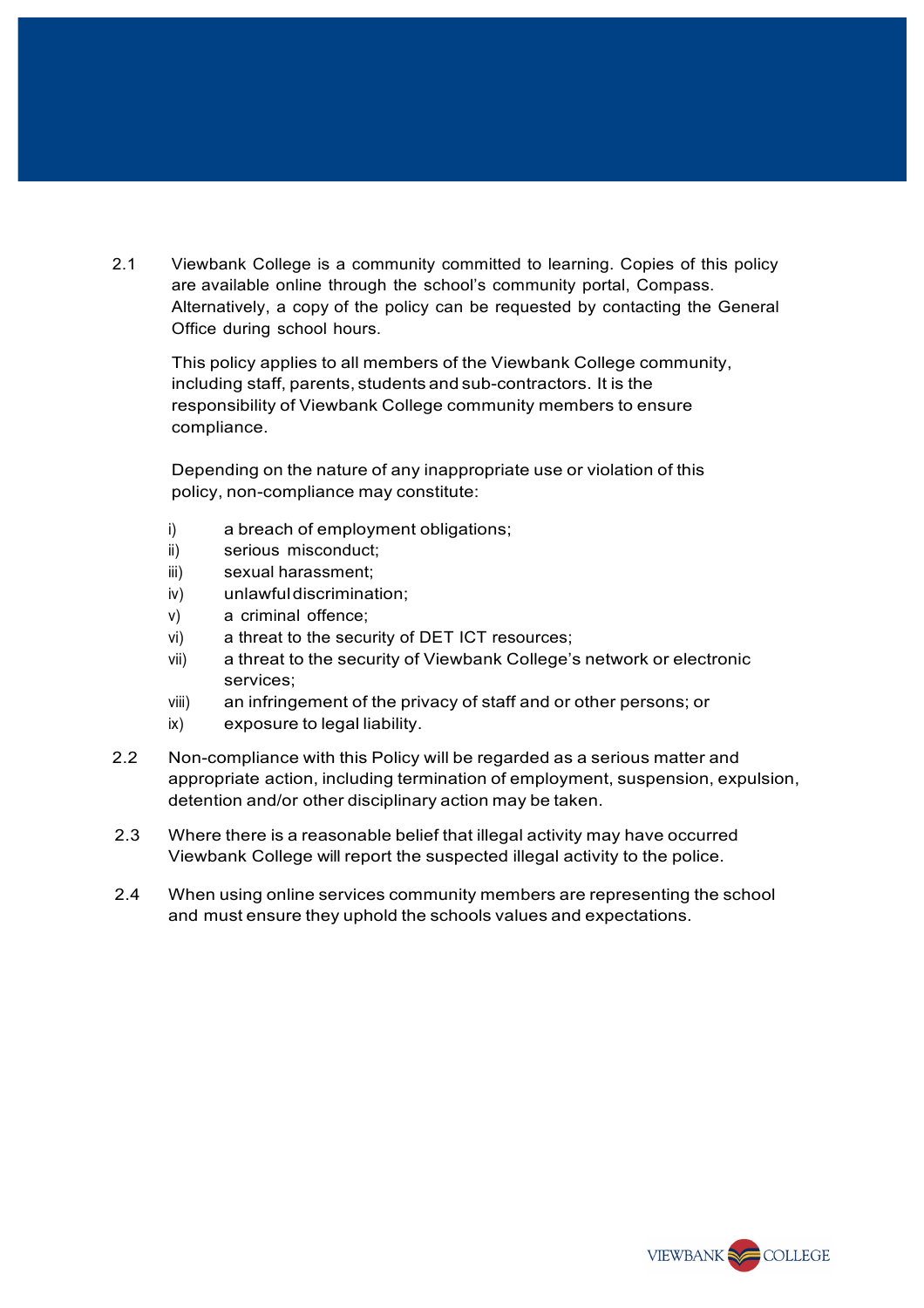2.1 Viewbank College is a community committed to learning. Copies of this policy are available online through the school's community portal, Compass. Alternatively, a copy of the policy can be requested by contacting the General Office during school hours.

This policy applies to all members of the Viewbank College community, including staff, parents, students and sub-contractors. It is the responsibility of Viewbank College community members to ensure compliance.

Depending on the nature of any inappropriate use or violation of this policy, non-compliance may constitute:

- i) a breach of employment obligations;
- ii) serious misconduct;
- iii) sexual harassment;
- iv) unlawful discrimination;
- v) a criminal offence;
- vi) a threat to the security of DET ICT resources;
- vii) a threat to the security of Viewbank College's network or electronic services;
- viii) an infringement of the privacy of staff and or other persons; or
- ix) exposure to legal liability.

2.2 Non-compliance with this Policy will be regarded as a serious matter and appropriate action, including termination of employment, suspension, expulsion, detention and/or other disciplinary action may be taken.

2.3 Where there is a reasonable belief that illegal activity may have occurred Viewbank College will report the suspected illegal activity to the police.

2.4 When using online services community members are representing the school and must ensure they uphold the schools values and expectations.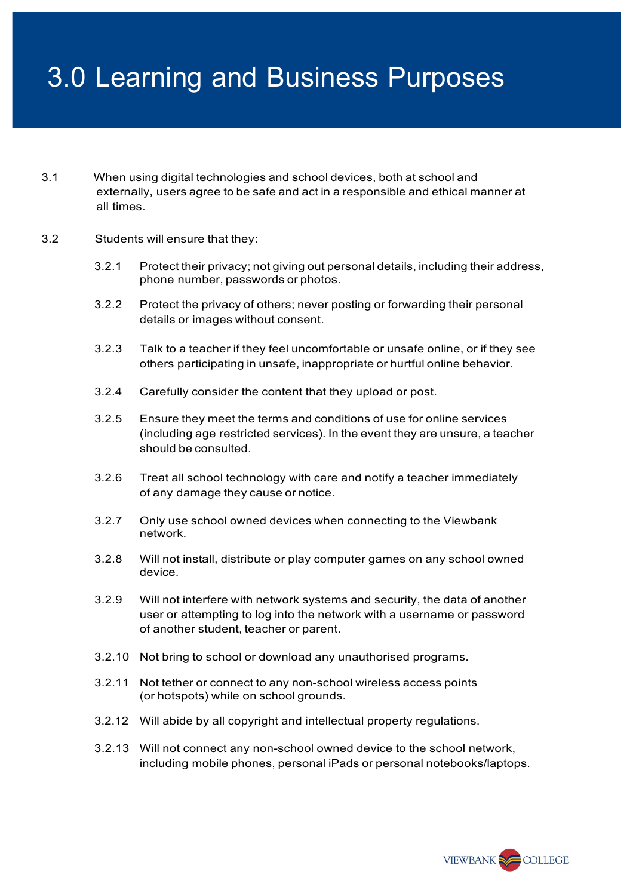# 3.0 Learning and Business Purposes

3.1 When using digital technologies and school devices, both at school and externally, users agree to be safe and act in a responsible and ethical manner at all times.

3.2 Students will ensure that they:

- 3.2.1 Protect their privacy; not giving out personal details, including their address, phone number, passwords or photos.
- 3.2.2 Protect the privacy of others; never posting or forwarding their personal details or images without consent.
- 3.2.3 Talk to a teacher if they feel uncomfortable or unsafe online, or if they see others participating in unsafe, inappropriate or hurtful online behavior.
- 3.2.4 Carefully consider the content that they upload or post.
- 3.2.5 Ensure they meet the terms and conditions of use for online services (including age restricted services). In the event they are unsure, a teacher should be consulted.
- 3.2.6 Treat all school technology with care and notify a teacher immediately of any damage they cause or notice.
- 3.2.7 Only use school owned devices when connecting to the Viewbank network.
- 3.2.8 Will not install, distribute or play computer games on any school owned device.
- 3.2.9 Will not interfere with network systems and security, the data of another user or attempting to log into the network with a username or password of another student, teacher or parent.
- 3.2.10 Not bring to school or download any unauthorised programs.
- 3.2.11 Not tether or connect to any non-school wireless access points (or hotspots) while on school grounds.
- 3.2.12 Will abide by all copyright and intellectual property regulations.
- 3.2.13 Will not connect any non-school owned device to the school network, including mobile phones, personal iPads or personal notebooks/laptops.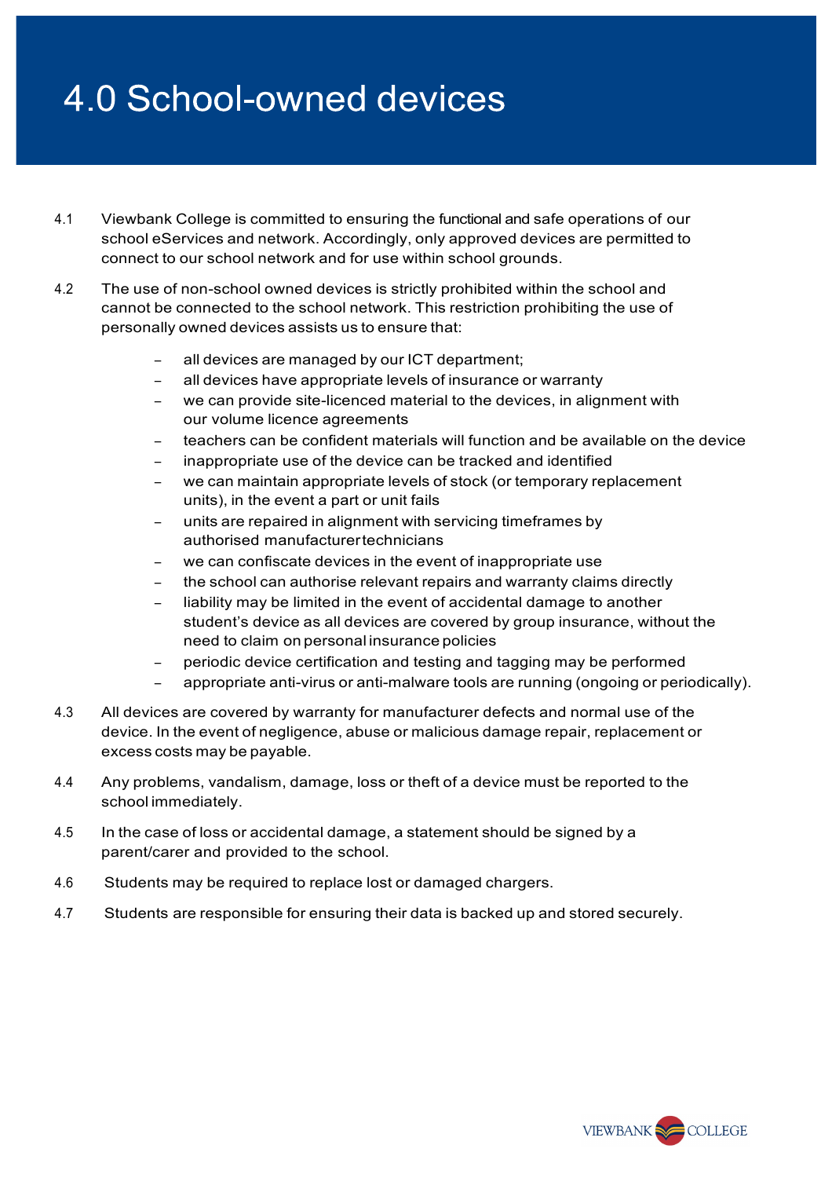# 4.0 School-owned devices

4.1 Viewbank College is committed to ensuring the functional and safe operations of our school eServices and network. Accordingly, only approved devices are permitted to connect to our school network and for use within school grounds.

4.2 The use of non-school owned devices is strictly prohibited within the school and cannot be connected to the school network. This restriction prohibiting the use of personally owned devices assists us to ensure that:

- all devices are managed by our ICT department;
- all devices have appropriate levels of insurance or warranty
- we can provide site-licenced material to the devices, in alignment with our volume licence agreements
- teachers can be confident materials will function and be available on the device
- inappropriate use of the device can be tracked and identified
- we can maintain appropriate levels of stock (or temporary replacement units), in the event a part or unit fails
- units are repaired in alignment with servicing timeframes by authorised manufacturer technicians
- we can confiscate devices in the event of inappropriate use
- the school can authorise relevant repairs and warranty claims directly
- liability may be limited in the event of accidental damage to another student's device as all devices are covered by group insurance, without the need to claim on personal insurance policies
- periodic device certification and testing and tagging may be performed
- appropriate anti-virus or anti-malware tools are running (ongoing or periodically).

4.3 All devices are covered by warranty for manufacturer defects and normal use of the device. In the event of negligence, abuse or malicious damage repair, replacement or excess costs may be payable.

4.4 Any problems, vandalism, damage, loss or theft of a device must be reported to the school immediately.

4.5 In the case of loss or accidental damage, a statement should be signed by a parent/carer and provided to the school.

4.6 Students may be required to replace lost or damaged chargers.

4.7 Students are responsible for ensuring their data is backed up and stored securely.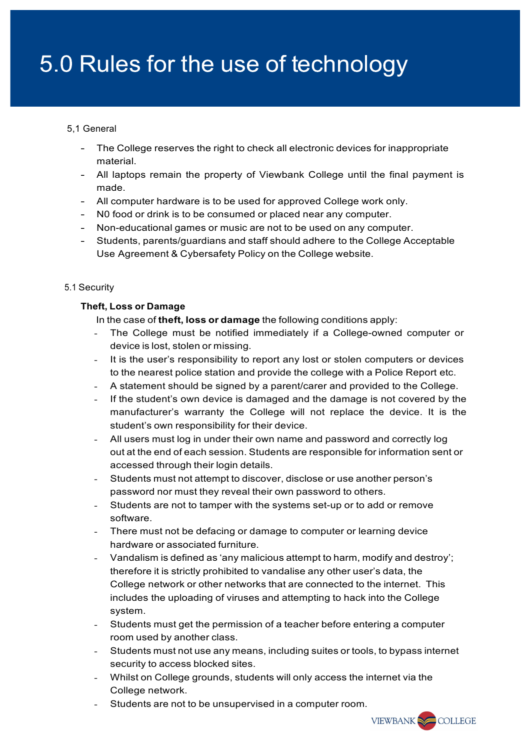# 5.0 Rules for the use of technology

5,1 General

- The College reserves the right to check all electronic devices for inappropriate material.
- All laptops remain the property of Viewbank College until the final payment is made.
- All computer hardware is to be used for approved College work only.
- N0 food or drink is to be consumed or placed near any computer.
- Non-educational games or music are not to be used on any computer.
- Students, parents/guardians and staff should adhere to the College Acceptable Use Agreement & Cybersafety Policy on the College website.

5.1 Security

**Theft, Loss or Damage**

In the case of **theft, loss or damage** the following conditions apply:

- The College must be notified immediately if a College-owned computer or device is lost, stolen or missing.
- It is the user's responsibility to report any lost or stolen computers or devices to the nearest police station and provide the college with a Police Report etc.
- A statement should be signed by a parent/carer and provided to the College.
- If the student's own device is damaged and the damage is not covered by the manufacturer's warranty the College will not replace the device. It is the student's own responsibility for their device.
- All users must log in under their own name and password and correctly log out at the end of each session. Students are responsible for information sent or accessed through their login details.
- Students must not attempt to discover, disclose or use another person's password nor must they reveal their own password to others.
- Students are not to tamper with the systems set-up or to add or remove software.
- There must not be defacing or damage to computer or learning device hardware or associated furniture.
- Vandalism is defined as 'any malicious attempt to harm, modify and destroy'; therefore it is strictly prohibited to vandalise any other user's data, the College network or other networks that are connected to the internet. This includes the uploading of viruses and attempting to hack into the College system.
- Students must get the permission of a teacher before entering a computer room used by another class.
- Students must not use any means, including suites or tools, to bypass internet security to access blocked sites.
- Whilst on College grounds, students will only access the internet via the College network.
- Students are not to be unsupervised in a computer room.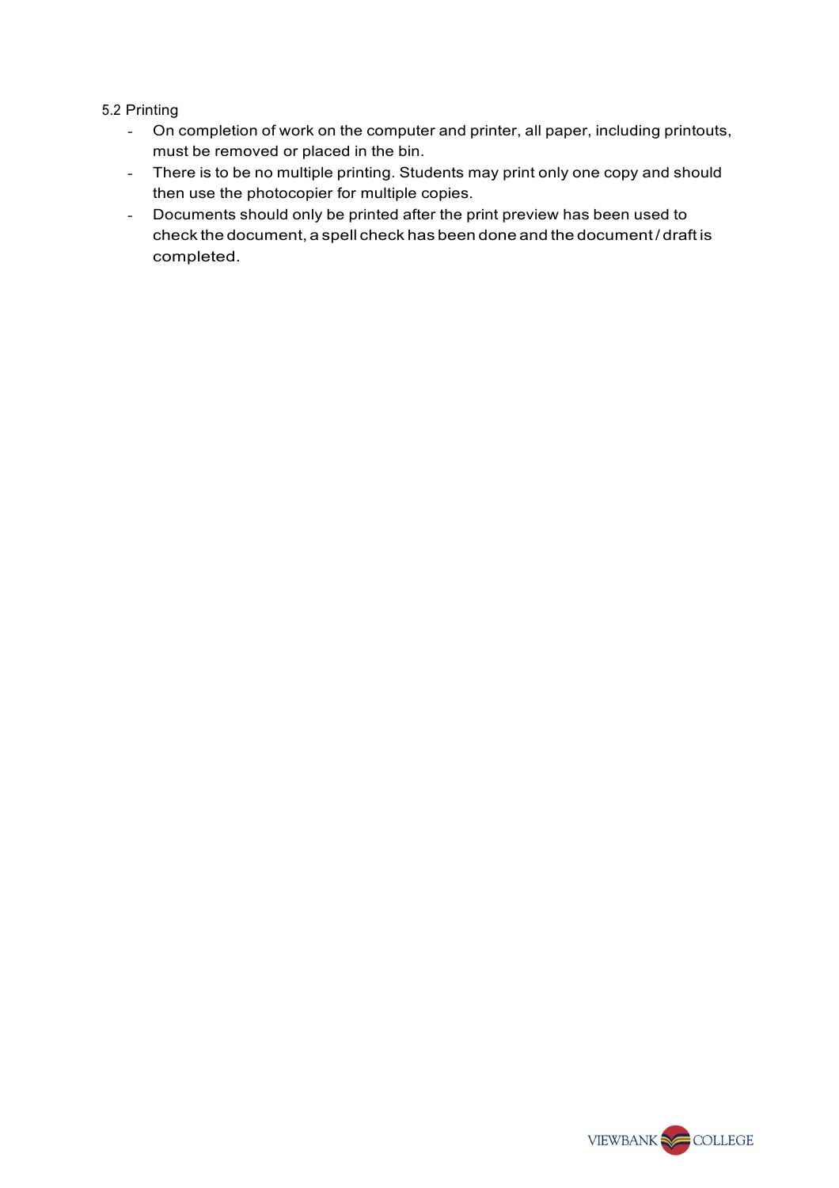### 5.2 Printing

- On completion of work on the computer and printer, all paper, including printouts, must be removed or placed in the bin.
- There is to be no multiple printing. Students may print only one copy and should then use the photocopier for multiple copies.
- Documents should only be printed after the print preview has been used to check the document, a spell check has been done and the document / draft is completed.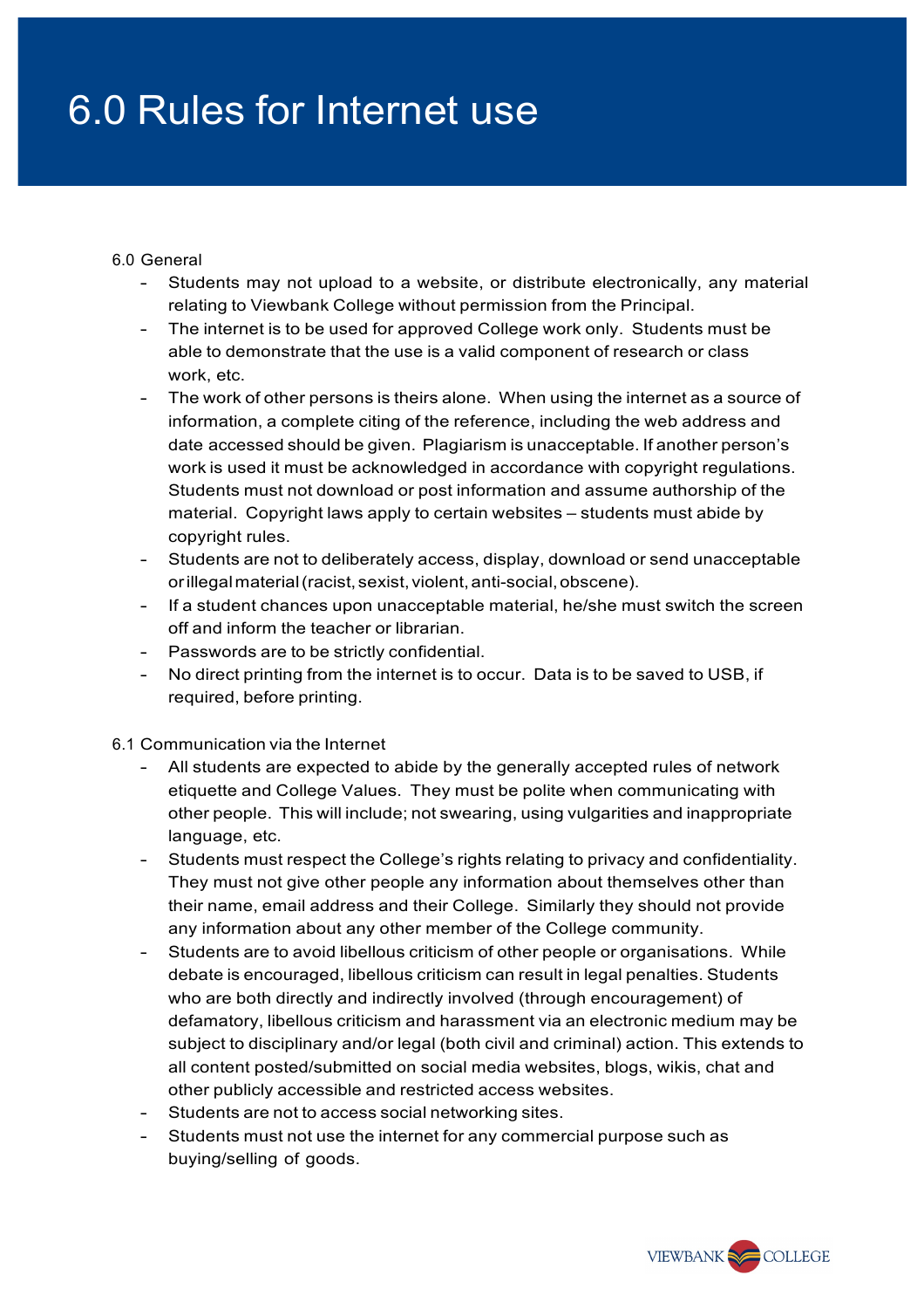# 6.0 Rules for Internet use

6.0 General

- Students may not upload to a website, or distribute electronically, any material relating to Viewbank College without permission from the Principal.
- The internet is to be used for approved College work only. Students must be able to demonstrate that the use is a valid component of research or class work, etc.
- The work of other persons is theirs alone. When using the internet as a source of information, a complete citing of the reference, including the web address and date accessed should be given. Plagiarism is unacceptable. If another person's work is used it must be acknowledged in accordance with copyright regulations. Students must not download or post information and assume authorship of the material. Copyright laws apply to certain websites – students must abide by copyright rules.
- Students are not to deliberately access, display, download or send unacceptable or illegal material (racist, sexist, violent, anti-social, obscene).
- If a student chances upon unacceptable material, he/she must switch the screen off and inform the teacher or librarian.
- Passwords are to be strictly confidential.
- No direct printing from the internet is to occur. Data is to be saved to USB, if required, before printing.

6.1 Communication via the Internet

- All students are expected to abide by the generally accepted rules of network etiquette and College Values. They must be polite when communicating with other people. This will include; not swearing, using vulgarities and inappropriate language, etc.
- Students must respect the College's rights relating to privacy and confidentiality. They must not give other people any information about themselves other than their name, email address and their College. Similarly they should not provide any information about any other member of the College community.
- Students are to avoid libellous criticism of other people or organisations. While debate is encouraged, libellous criticism can result in legal penalties. Students who are both directly and indirectly involved (through encouragement) of defamatory, libellous criticism and harassment via an electronic medium may be subject to disciplinary and/or legal (both civil and criminal) action. This extends to all content posted/submitted on social media websites, blogs, wikis, chat and other publicly accessible and restricted access websites.
- Students are not to access social networking sites.
- Students must not use the internet for any commercial purpose such as buying/selling of goods.